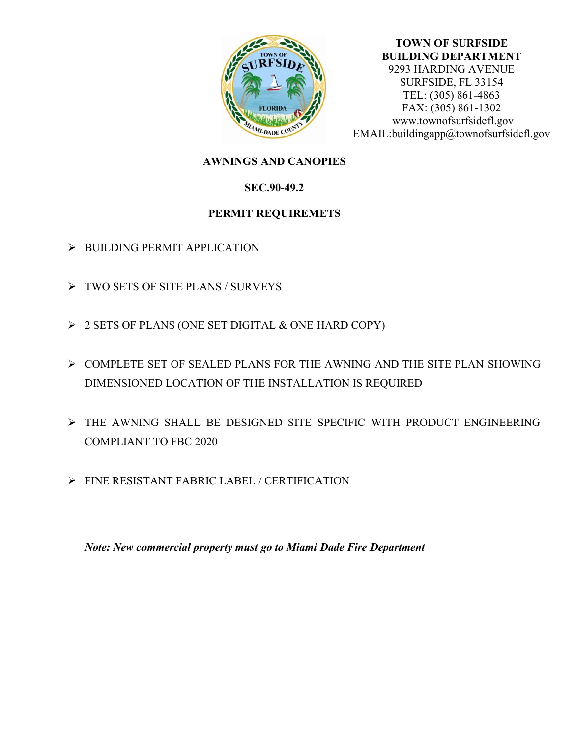**TOWN OF SURFSIDE**
**BUILDING DEPARTMENT**
9293 HARDING AVENUE
SURFSIDE, FL 33154
TEL: (305) 861-4863
FAX: (305) 861-1302
www.townofsurfsidefl.gov
EMAIL:buildingapp@townofsurfsidefl.gov

## AWNINGS AND CANOPIES

### SEC.90-49.2

### PERMIT REQUIREMETS

- BUILDING PERMIT APPLICATION
- TWO SETS OF SITE PLANS / SURVEYS
- 2 SETS OF PLANS (ONE SET DIGITAL & ONE HARD COPY)
- COMPLETE SET OF SEALED PLANS FOR THE AWNING AND THE SITE PLAN SHOWING DIMENSIONED LOCATION OF THE INSTALLATION IS REQUIRED
- THE AWNING SHALL BE DESIGNED SITE SPECIFIC WITH PRODUCT ENGINEERING COMPLIANT TO FBC 2020
- FINE RESISTANT FABRIC LABEL / CERTIFICATION

***Note: New commercial property must go to Miami Dade Fire Department***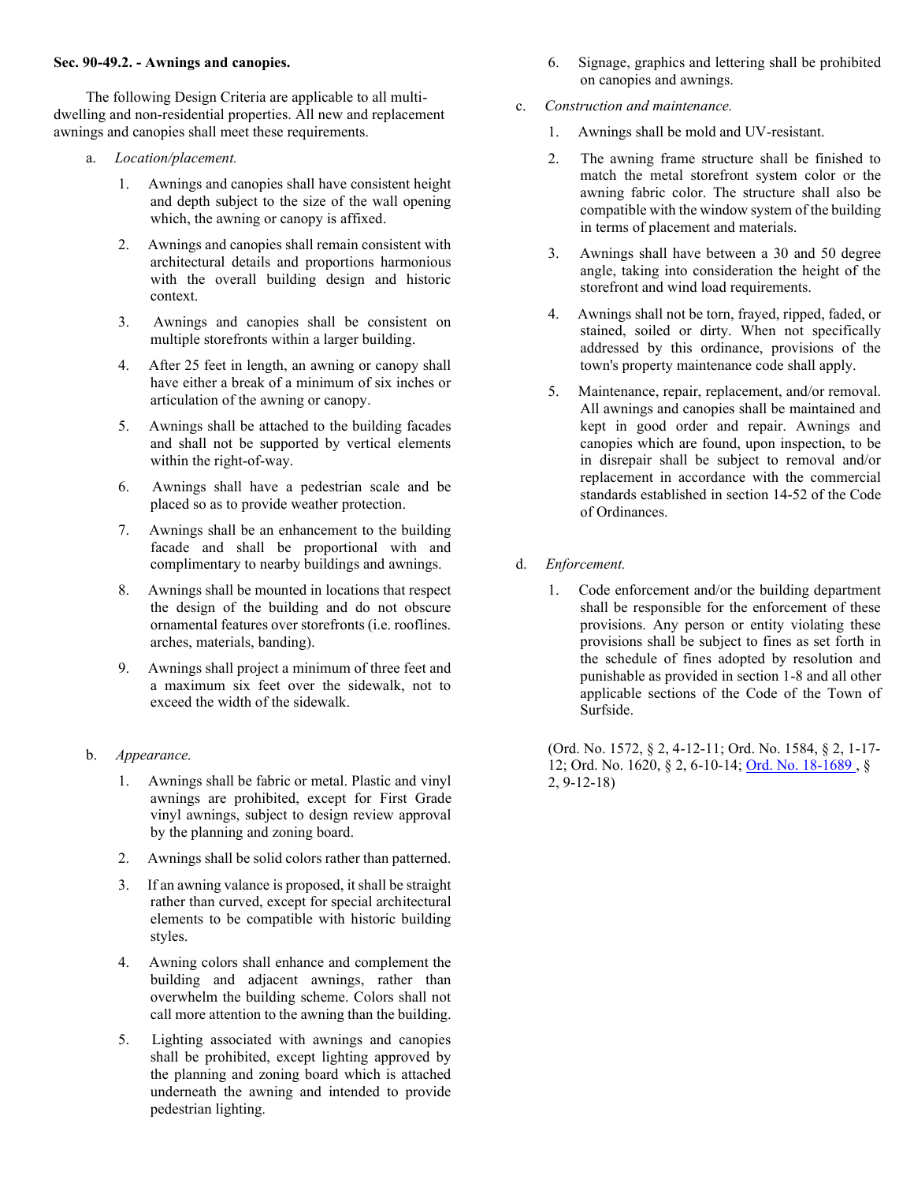**Sec. 90-49.2. - Awnings and canopies.**

The following Design Criteria are applicable to all multi-dwelling and non-residential properties. All new and replacement awnings and canopies shall meet these requirements.

a. *Location/placement.*

1. Awnings and canopies shall have consistent height and depth subject to the size of the wall opening which, the awning or canopy is affixed.

2. Awnings and canopies shall remain consistent with architectural details and proportions harmonious with the overall building design and historic context.

3. Awnings and canopies shall be consistent on multiple storefronts within a larger building.

4. After 25 feet in length, an awning or canopy shall have either a break of a minimum of six inches or articulation of the awning or canopy.

5. Awnings shall be attached to the building facades and shall not be supported by vertical elements within the right-of-way.

6. Awnings shall have a pedestrian scale and be placed so as to provide weather protection.

7. Awnings shall be an enhancement to the building facade and shall be proportional with and complimentary to nearby buildings and awnings.

8. Awnings shall be mounted in locations that respect the design of the building and do not obscure ornamental features over storefronts (i.e. rooflines. arches, materials, banding).

9. Awnings shall project a minimum of three feet and a maximum six feet over the sidewalk, not to exceed the width of the sidewalk.

b. *Appearance.*

1. Awnings shall be fabric or metal. Plastic and vinyl awnings are prohibited, except for First Grade vinyl awnings, subject to design review approval by the planning and zoning board.

2. Awnings shall be solid colors rather than patterned.

3. If an awning valance is proposed, it shall be straight rather than curved, except for special architectural elements to be compatible with historic building styles.

4. Awning colors shall enhance and complement the building and adjacent awnings, rather than overwhelm the building scheme. Colors shall not call more attention to the awning than the building.

5. Lighting associated with awnings and canopies shall be prohibited, except lighting approved by the planning and zoning board which is attached underneath the awning and intended to provide pedestrian lighting.

6. Signage, graphics and lettering shall be prohibited on canopies and awnings.

c. *Construction and maintenance.*

1. Awnings shall be mold and UV-resistant.

2. The awning frame structure shall be finished to match the metal storefront system color or the awning fabric color. The structure shall also be compatible with the window system of the building in terms of placement and materials.

3. Awnings shall have between a 30 and 50 degree angle, taking into consideration the height of the storefront and wind load requirements.

4. Awnings shall not be torn, frayed, ripped, faded, or stained, soiled or dirty. When not specifically addressed by this ordinance, provisions of the town's property maintenance code shall apply.

5. Maintenance, repair, replacement, and/or removal. All awnings and canopies shall be maintained and kept in good order and repair. Awnings and canopies which are found, upon inspection, to be in disrepair shall be subject to removal and/or replacement in accordance with the commercial standards established in section 14-52 of the Code of Ordinances.

d. *Enforcement.*

1. Code enforcement and/or the building department shall be responsible for the enforcement of these provisions. Any person or entity violating these provisions shall be subject to fines as set forth in the schedule of fines adopted by resolution and punishable as provided in section 1-8 and all other applicable sections of the Code of the Town of Surfside.

(Ord. No. 1572, § 2, 4-12-11; Ord. No. 1584, § 2, 1-17-12; Ord. No. 1620, § 2, 6-10-14; Ord. No. 18-1689 , § 2, 9-12-18)